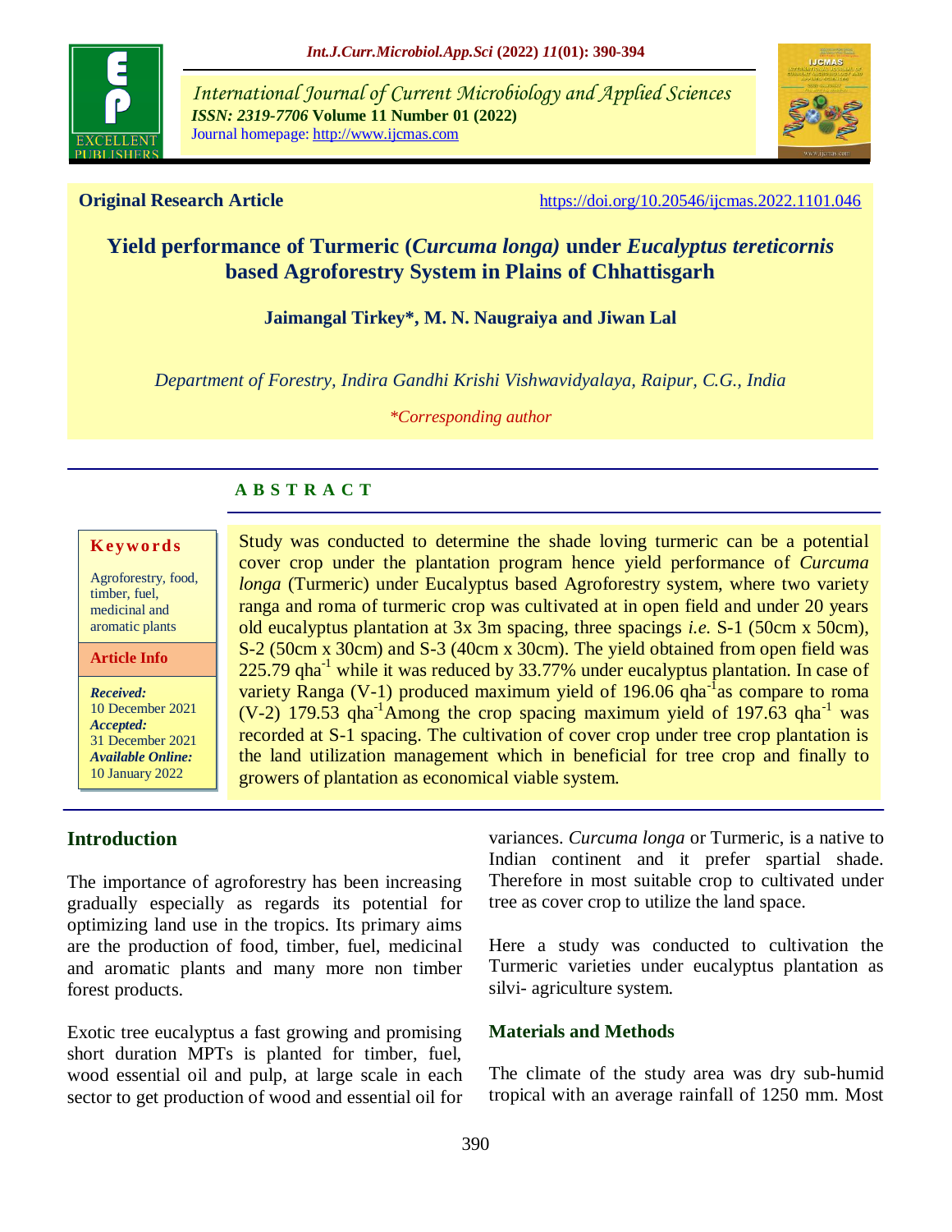International Journal of Current Microbiology and Applied Sciences
*ISSN: 2319-7706* **Volume 11 Number 01 (2022)**
Journal homepage: http://www.ijcmas.com

**Original Research Article** https://doi.org/10.20546/ijcmas.2022.1101.046

# Yield performance of Turmeric (*Curcuma longa)* under *Eucalyptus tereticornis* based Agroforestry System in Plains of Chhattisgarh

**Jaimangal Tirkey\*, M. N. Naugraiya and Jiwan Lal**

*Department of Forestry, Indira Gandhi Krishi Vishwavidyalaya, Raipur, C.G., India*

*\*Corresponding author*

## ABSTRACT

**Keywords**

Agroforestry, food, timber, fuel, medicinal and aromatic plants

**Article Info**

***Received:*** 10 December 2021
***Accepted:*** 31 December 2021
***Available Online:*** 10 January 2022

Study was conducted to determine the shade loving turmeric can be a potential cover crop under the plantation program hence yield performance of *Curcuma longa* (Turmeric) under Eucalyptus based Agroforestry system, where two variety ranga and roma of turmeric crop was cultivated at in open field and under 20 years old eucalyptus plantation at 3x 3m spacing, three spacings *i.e.* S-1 (50cm x 50cm), S-2 (50cm x 30cm) and S-3 (40cm x 30cm). The yield obtained from open field was 225.79 $qha^{-1}$ while it was reduced by 33.77% under eucalyptus plantation. In case of variety Ranga (V-1) produced maximum yield of 196.06 $qha^{-1}$as compare to roma (V-2) 179.53 $qha^{-1}$Among the crop spacing maximum yield of 197.63 $qha^{-1}$ was recorded at S-1 spacing. The cultivation of cover crop under tree crop plantation is the land utilization management which in beneficial for tree crop and finally to growers of plantation as economical viable system.

## Introduction

The importance of agroforestry has been increasing gradually especially as regards its potential for optimizing land use in the tropics. Its primary aims are the production of food, timber, fuel, medicinal and aromatic plants and many more non timber forest products.

Exotic tree eucalyptus a fast growing and promising short duration MPTs is planted for timber, fuel, wood essential oil and pulp, at large scale in each sector to get production of wood and essential oil for variances. *Curcuma longa* or Turmeric, is a native to Indian continent and it prefer spartial shade. Therefore in most suitable crop to cultivated under tree as cover crop to utilize the land space.

Here a study was conducted to cultivation the Turmeric varieties under eucalyptus plantation as silvi- agriculture system.

## Materials and Methods

The climate of the study area was dry sub-humid tropical with an average rainfall of 1250 mm. Most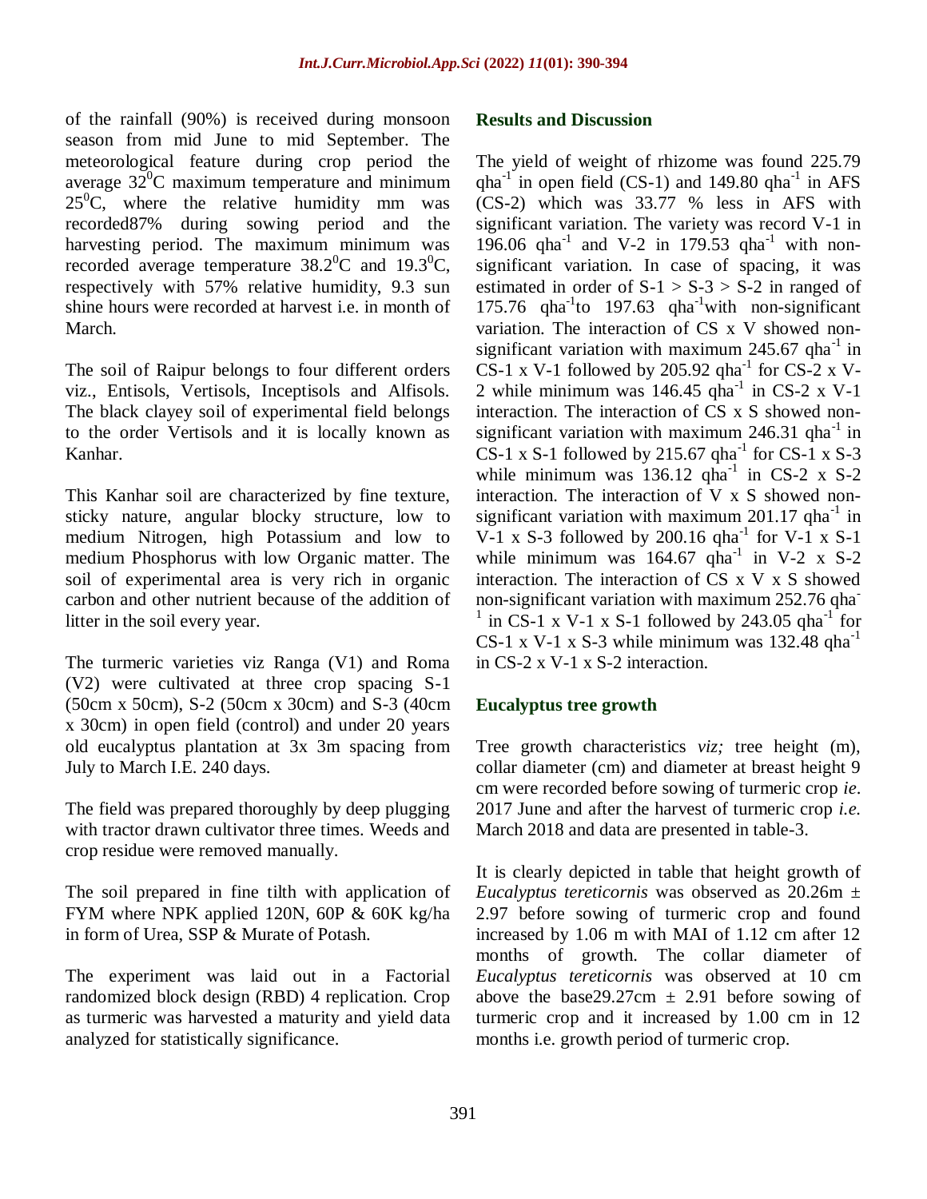of the rainfall (90%) is received during monsoon season from mid June to mid September. The meteorological feature during crop period the average $32^0$C maximum temperature and minimum $25^0$C, where the relative humidity mm was recorded87% during sowing period and the harvesting period. The maximum minimum was recorded average temperature $38.2^0$C and $19.3^0$C, respectively with 57% relative humidity, 9.3 sun shine hours were recorded at harvest i.e. in month of March.

The soil of Raipur belongs to four different orders viz., Entisols, Vertisols, Inceptisols and Alfisols. The black clayey soil of experimental field belongs to the order Vertisols and it is locally known as Kanhar.

This Kanhar soil are characterized by fine texture, sticky nature, angular blocky structure, low to medium Nitrogen, high Potassium and low to medium Phosphorus with low Organic matter. The soil of experimental area is very rich in organic carbon and other nutrient because of the addition of litter in the soil every year.

The turmeric varieties viz Ranga (V1) and Roma (V2) were cultivated at three crop spacing S-1 (50cm x 50cm), S-2 (50cm x 30cm) and S-3 (40cm x 30cm) in open field (control) and under 20 years old eucalyptus plantation at 3x 3m spacing from July to March I.E. 240 days.

The field was prepared thoroughly by deep plugging with tractor drawn cultivator three times. Weeds and crop residue were removed manually.

The soil prepared in fine tilth with application of FYM where NPK applied 120N, 60P & 60K kg/ha in form of Urea, SSP & Murate of Potash.

The experiment was laid out in a Factorial randomized block design (RBD) 4 replication. Crop as turmeric was harvested a maturity and yield data analyzed for statistically significance.

## Results and Discussion

The yield of weight of rhizome was found 225.79 $qha^{-1}$ in open field (CS-1) and 149.80 $qha^{-1}$ in AFS (CS-2) which was 33.77 % less in AFS with significant variation. The variety was record V-1 in 196.06 $qha^{-1}$ and V-2 in 179.53 $qha^{-1}$ with non-significant variation. In case of spacing, it was estimated in order of S-1 > S-3 > S-2 in ranged of 175.76 $qha^{-1}$to 197.63 $qha^{-1}$with non-significant variation. The interaction of CS x V showed non-significant variation with maximum 245.67 $qha^{-1}$ in CS-1 x V-1 followed by 205.92 $qha^{-1}$ for CS-2 x V-2 while minimum was 146.45 $qha^{-1}$ in CS-2 x V-1 interaction. The interaction of CS x S showed non-significant variation with maximum 246.31 $qha^{-1}$ in CS-1 x S-1 followed by 215.67 $qha^{-1}$ for CS-1 x S-3 while minimum was 136.12 $qha^{-1}$ in CS-2 x S-2 interaction. The interaction of V x S showed non-significant variation with maximum 201.17 $qha^{-1}$ in V-1 x S-3 followed by 200.16 $qha^{-1}$ for V-1 x S-1 while minimum was 164.67 $qha^{-1}$ in V-2 x S-2 interaction. The interaction of CS x V x S showed non-significant variation with maximum 252.76 $qha^{-1}$ in CS-1 x V-1 x S-1 followed by 243.05 $qha^{-1}$ for CS-1 x V-1 x S-3 while minimum was 132.48 $qha^{-1}$ in CS-2 x V-1 x S-2 interaction.

## Eucalyptus tree growth

Tree growth characteristics *viz;* tree height (m), collar diameter (cm) and diameter at breast height 9 cm were recorded before sowing of turmeric crop *ie.* 2017 June and after the harvest of turmeric crop *i.e.* March 2018 and data are presented in table-3.

It is clearly depicted in table that height growth of *Eucalyptus tereticornis* was observed as 20.26m ± 2.97 before sowing of turmeric crop and found increased by 1.06 m with MAI of 1.12 cm after 12 months of growth. The collar diameter of *Eucalyptus tereticornis* was observed at 10 cm above the base29.27cm ± 2.91 before sowing of turmeric crop and it increased by 1.00 cm in 12 months i.e. growth period of turmeric crop.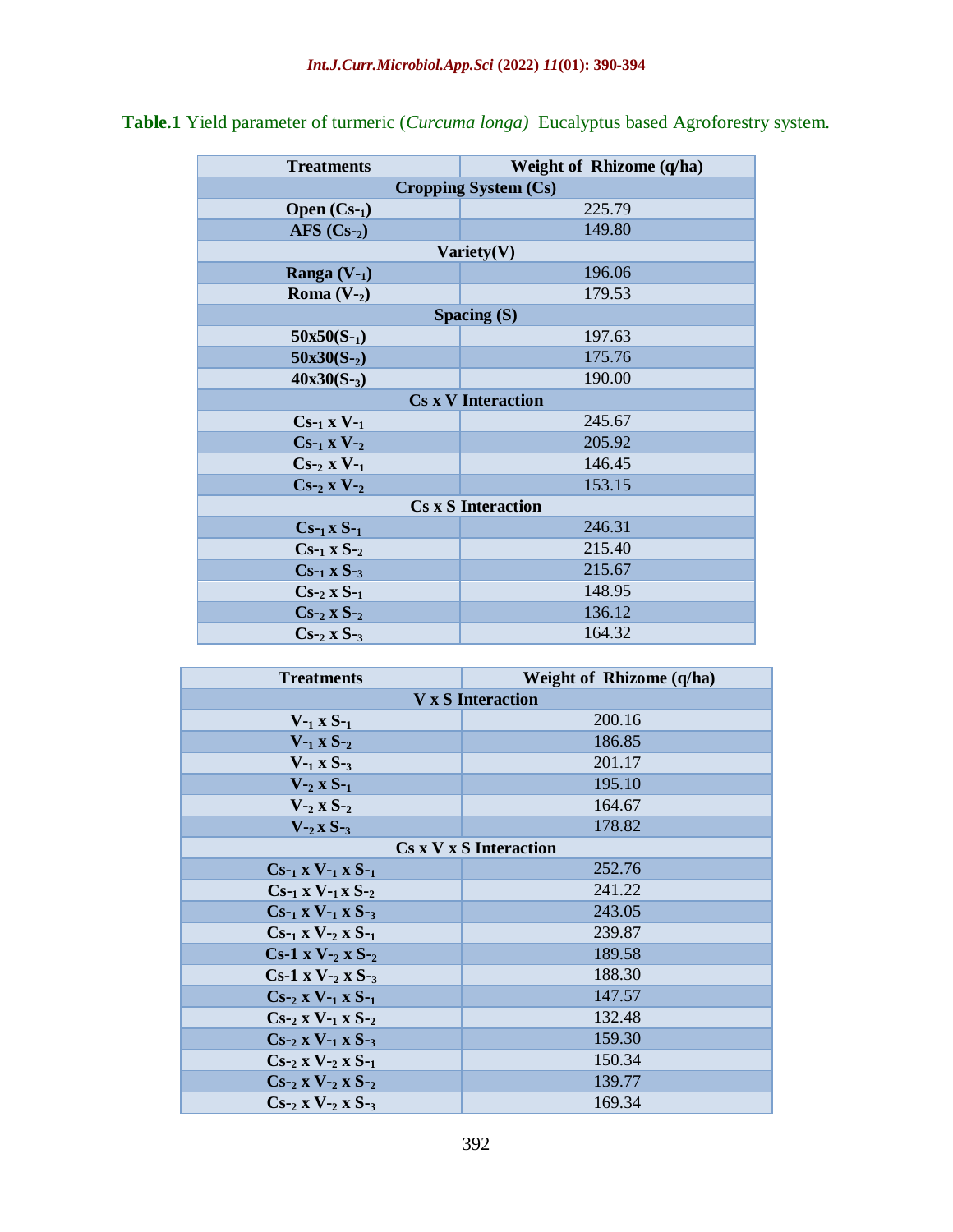**Table.1** Yield parameter of turmeric (*Curcuma longa)* Eucalyptus based Agroforestry system.

| Treatments | Weight of Rhizome (q/ha) |
|---|---|
| **Cropping System (Cs)** | |
| **Open ($Cs_{-1}$)** | 225.79 |
| **AFS ($Cs_{-2}$)** | 149.80 |
| **Variety(V)** | |
| **Ranga ($V_{-1}$)** | 196.06 |
| **Roma ($V_{-2}$)** | 179.53 |
| **Spacing (S)** | |
| **50x50($S_{-1}$)** | 197.63 |
| **50x30($S_{-2}$)** | 175.76 |
| **40x30($S_{-3}$)** | 190.00 |
| **Cs x V Interaction** | |
| **$Cs_{-1}$ x $V_{-1}$** | 245.67 |
| **$Cs_{-1}$ x $V_{-2}$** | 205.92 |
| **$Cs_{-2}$ x $V_{-1}$** | 146.45 |
| **$Cs_{-2}$ x $V_{-2}$** | 153.15 |
| **Cs x S Interaction** | |
| **$Cs_{-1}$ x $S_{-1}$** | 246.31 |
| **$Cs_{-1}$ x $S_{-2}$** | 215.40 |
| **$Cs_{-1}$ x $S_{-3}$** | 215.67 |
| **$Cs_{-2}$ x $S_{-1}$** | 148.95 |
| **$Cs_{-2}$ x $S_{-2}$** | 136.12 |
| **$Cs_{-2}$ x $S_{-3}$** | 164.32 |
| **V x S Interaction** | |
| **$V_{-1}$ x $S_{-1}$** | 200.16 |
| **$V_{-1}$ x $S_{-2}$** | 186.85 |
| **$V_{-1}$ x $S_{-3}$** | 201.17 |
| **$V_{-2}$ x $S_{-1}$** | 195.10 |
| **$V_{-2}$ x $S_{-2}$** | 164.67 |
| **$V_{-2}$ x $S_{-3}$** | 178.82 |
| **Cs x V x S Interaction** | |
| **$Cs_{-1}$ x $V_{-1}$ x $S_{-1}$** | 252.76 |
| **$Cs_{-1}$ x $V_{-1}$ x $S_{-2}$** | 241.22 |
| **$Cs_{-1}$ x $V_{-1}$ x $S_{-3}$** | 243.05 |
| **$Cs_{-1}$ x $V_{-2}$ x $S_{-1}$** | 239.87 |
| **Cs-1 x $V_{-2}$ x $S_{-2}$** | 189.58 |
| **Cs-1 x $V_{-2}$ x $S_{-3}$** | 188.30 |
| **$Cs_{-2}$ x $V_{-1}$ x $S_{-1}$** | 147.57 |
| **$Cs_{-2}$ x $V_{-1}$ x $S_{-2}$** | 132.48 |
| **$Cs_{-2}$ x $V_{-1}$ x $S_{-3}$** | 159.30 |
| **$Cs_{-2}$ x $V_{-2}$ x $S_{-1}$** | 150.34 |
| **$Cs_{-2}$ x $V_{-2}$ x $S_{-2}$** | 139.77 |
| **$Cs_{-2}$ x $V_{-2}$ x $S_{-3}$** | 169.34 |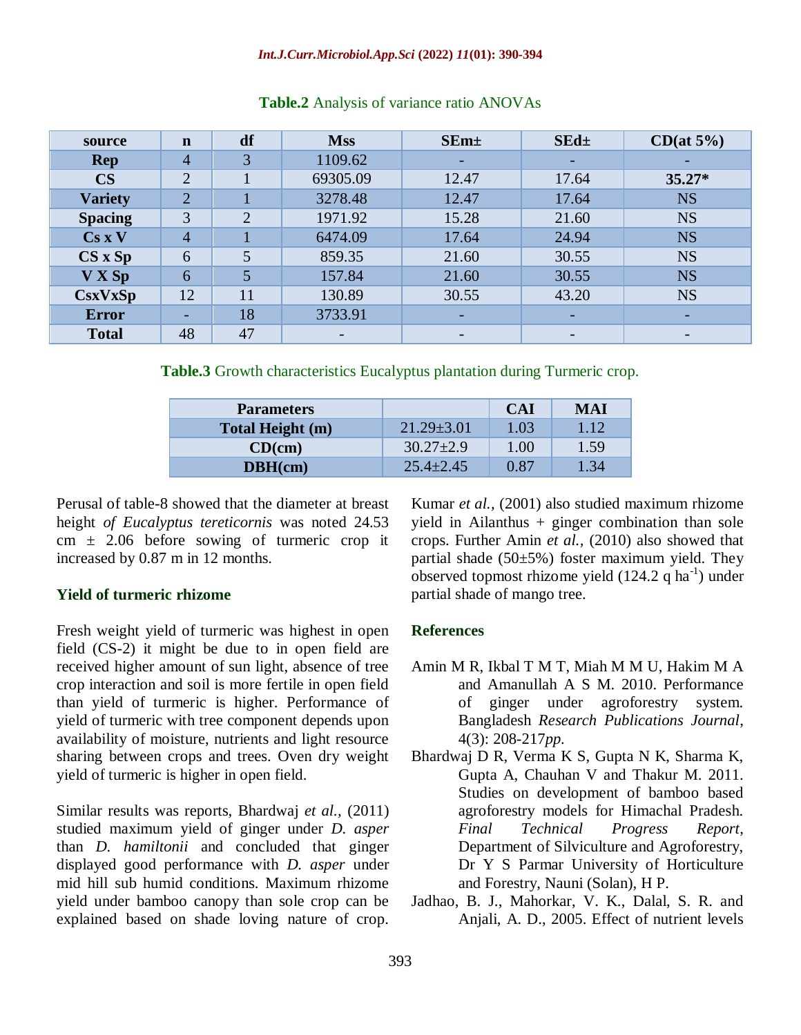**Table.2** Analysis of variance ratio ANOVAs

| source | n | df | Mss | SEm± | SEd± | CD(at 5%) |
|---|---|---|---|---|---|---|
| **Rep** | 4 | 3 | 1109.62 | - | - | - |
| **CS** | 2 | 1 | 69305.09 | 12.47 | 17.64 | **35.27*** |
| **Variety** | 2 | 1 | 3278.48 | 12.47 | 17.64 | NS |
| **Spacing** | 3 | 2 | 1971.92 | 15.28 | 21.60 | NS |
| **Cs x V** | 4 | 1 | 6474.09 | 17.64 | 24.94 | NS |
| **CS x Sp** | 6 | 5 | 859.35 | 21.60 | 30.55 | NS |
| **V X Sp** | 6 | 5 | 157.84 | 21.60 | 30.55 | NS |
| **CsxVxSp** | 12 | 11 | 130.89 | 30.55 | 43.20 | NS |
| **Error** | - | 18 | 3733.91 | - | - | - |
| **Total** | 48 | 47 | - | - | - | - |

**Table.3** Growth characteristics Eucalyptus plantation during Turmeric crop.

| Parameters | | CAI | MAI |
|---|---|---|---|
| **Total Height (m)** | 21.29±3.01 | 1.03 | 1.12 |
| **CD(cm)** | 30.27±2.9 | 1.00 | 1.59 |
| **DBH(cm)** | 25.4±2.45 | 0.87 | 1.34 |

Perusal of table-8 showed that the diameter at breast height *of Eucalyptus tereticornis* was noted 24.53 cm ± 2.06 before sowing of turmeric crop it increased by 0.87 m in 12 months.

### Yield of turmeric rhizome

Fresh weight yield of turmeric was highest in open field (CS-2) it might be due to in open field are received higher amount of sun light, absence of tree crop interaction and soil is more fertile in open field than yield of turmeric is higher. Performance of yield of turmeric with tree component depends upon availability of moisture, nutrients and light resource sharing between crops and trees. Oven dry weight yield of turmeric is higher in open field.

Similar results was reports, Bhardwaj *et al.,* (2011) studied maximum yield of ginger under *D. asper* than *D. hamiltonii* and concluded that ginger displayed good performance with *D. asper* under mid hill sub humid conditions. Maximum rhizome yield under bamboo canopy than sole crop can be explained based on shade loving nature of crop. Kumar *et al.,* (2001) also studied maximum rhizome yield in Ailanthus + ginger combination than sole crops. Further Amin *et al.,* (2010) also showed that partial shade (50±5%) foster maximum yield. They observed topmost rhizome yield (124.2 q $ha^{-1}$) under partial shade of mango tree.

## References

Amin M R, Ikbal T M T, Miah M M U, Hakim M A and Amanullah A S M. 2010. Performance of ginger under agroforestry system. Bangladesh *Research Publications Journal*, 4(3): 208-217*pp.*

Bhardwaj D R, Verma K S, Gupta N K, Sharma K, Gupta A, Chauhan V and Thakur M. 2011. Studies on development of bamboo based agroforestry models for Himachal Pradesh. *Final Technical Progress Report*, Department of Silviculture and Agroforestry, Dr Y S Parmar University of Horticulture and Forestry, Nauni (Solan), H P.

Jadhao, B. J., Mahorkar, V. K., Dalal, S. R. and Anjali, A. D., 2005. Effect of nutrient levels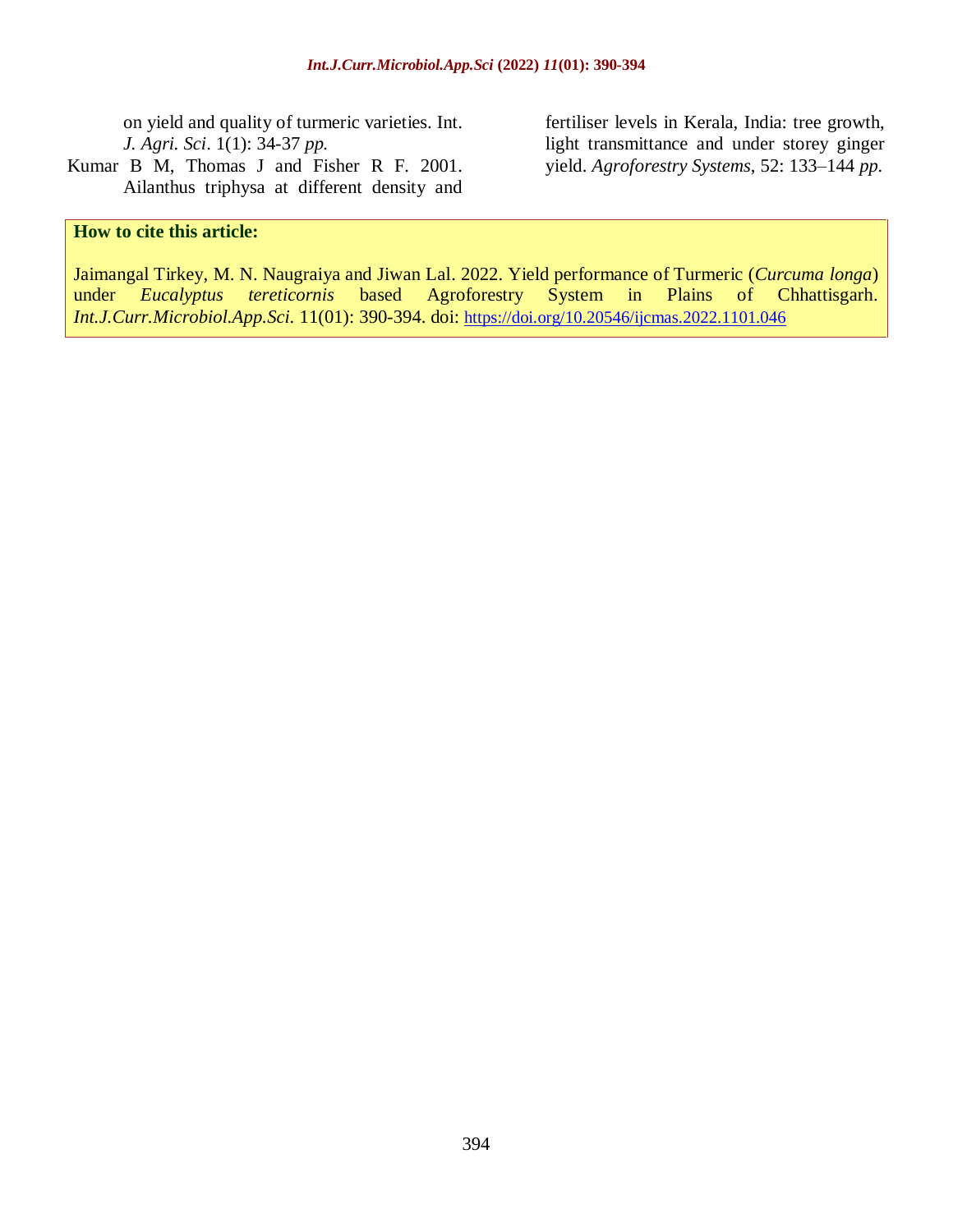on yield and quality of turmeric varieties. Int. *J. Agri. Sci*. 1(1): 34-37 *pp*.

Kumar B M, Thomas J and Fisher R F. 2001. Ailanthus triphysa at different density and fertiliser levels in Kerala, India: tree growth, light transmittance and under storey ginger yield. *Agroforestry Systems*, 52: 133–144 *pp*.

**How to cite this article:**

Jaimangal Tirkey, M. N. Naugraiya and Jiwan Lal. 2022. Yield performance of Turmeric (*Curcuma longa*) under *Eucalyptus tereticornis* based Agroforestry System in Plains of Chhattisgarh. *Int.J.Curr.Microbiol.App.Sci.* 11(01): 390-394. doi: https://doi.org/10.20546/ijcmas.2022.1101.046